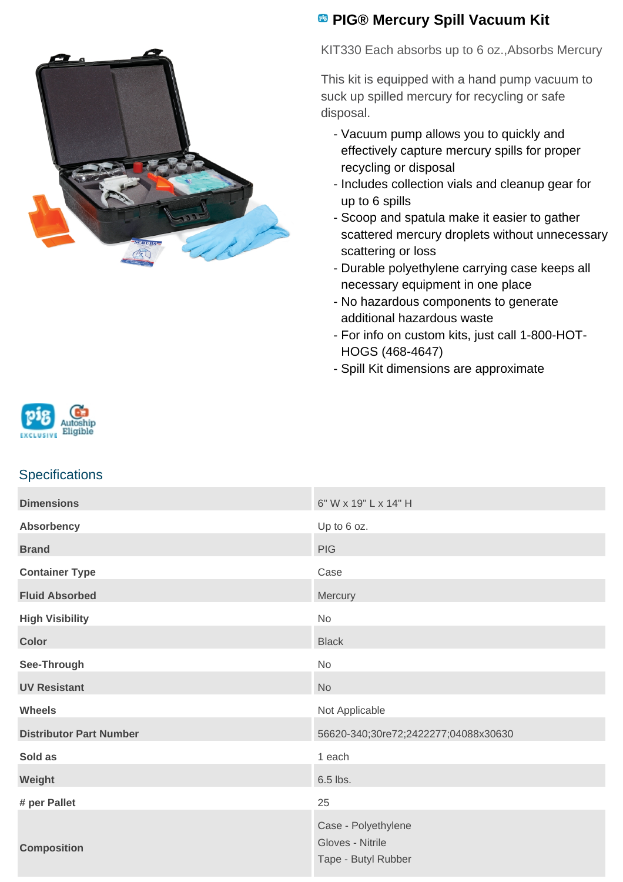# PIG® Mercury Spill Vacuum Kit

KIT330 Each absorbs up to 6 oz.,Absorbs Mercury

This kit is equipped with a hand pump vacuum to suck up spilled mercury for recycling or safe disposal.

- Vacuum pump allows you to quickly and effectively capture mercury spills for proper recycling or disposal
- Includes collection vials and cleanup gear for up to 6 spills
- Scoop and spatula make it easier to gather scattered mercury droplets without unnecessary scattering or loss
- Durable polyethylene carrying case keeps all necessary equipment in one place
- No hazardous components to generate additional hazardous waste
- For info on custom kits, just call 1-800-HOT-HOGS (468-4647)
- Spill Kit dimensions are approximate

## Specifications

| | |
|---|---|
| **Dimensions** | 6" W x 19" L x 14" H |
| **Absorbency** | Up to 6 oz. |
| **Brand** | PIG |
| **Container Type** | Case |
| **Fluid Absorbed** | Mercury |
| **High Visibility** | No |
| **Color** | Black |
| **See-Through** | No |
| **UV Resistant** | No |
| **Wheels** | Not Applicable |
| **Distributor Part Number** | 56620-340;30re72;2422277;04088x30630 |
| **Sold as** | 1 each |
| **Weight** | 6.5 lbs. |
| **# per Pallet** | 25 |
| **Composition** | Case - Polyethylene<br>Gloves - Nitrile<br>Tape - Butyl Rubber |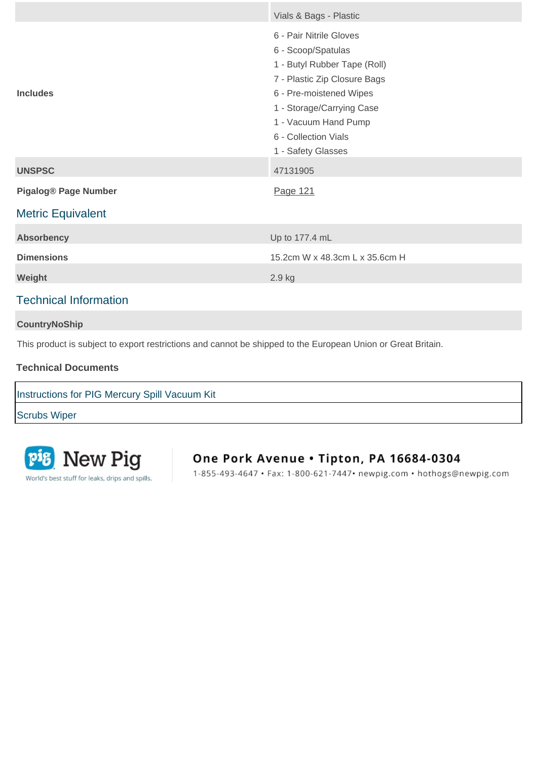| | |
|---|---|
| | Vials & Bags - Plastic |
| **Includes** | 6 - Pair Nitrile Gloves<br>6 - Scoop/Spatulas<br>1 - Butyl Rubber Tape (Roll)<br>7 - Plastic Zip Closure Bags<br>6 - Pre-moistened Wipes<br>1 - Storage/Carrying Case<br>1 - Vacuum Hand Pump<br>6 - Collection Vials<br>1 - Safety Glasses |
| **UNSPSC** | 47131905 |
| **Pigalog® Page Number** | Page 121 |

## Metric Equivalent

| | |
|---|---|
| **Absorbency** | Up to 177.4 mL |
| **Dimensions** | 15.2cm W x 48.3cm L x 35.6cm H |
| **Weight** | 2.9 kg |

## Technical Information

**CountryNoShip**

This product is subject to export restrictions and cannot be shipped to the European Union or Great Britain.

**Technical Documents**

Instructions for PIG Mercury Spill Vacuum Kit

Scrubs Wiper

New Pig
World's best stuff for leaks, drips and spills.

One Pork Avenue • Tipton, PA 16684-0304
1-855-493-4647 • Fax: 1-800-621-7447• newpig.com • hothogs@newpig.com